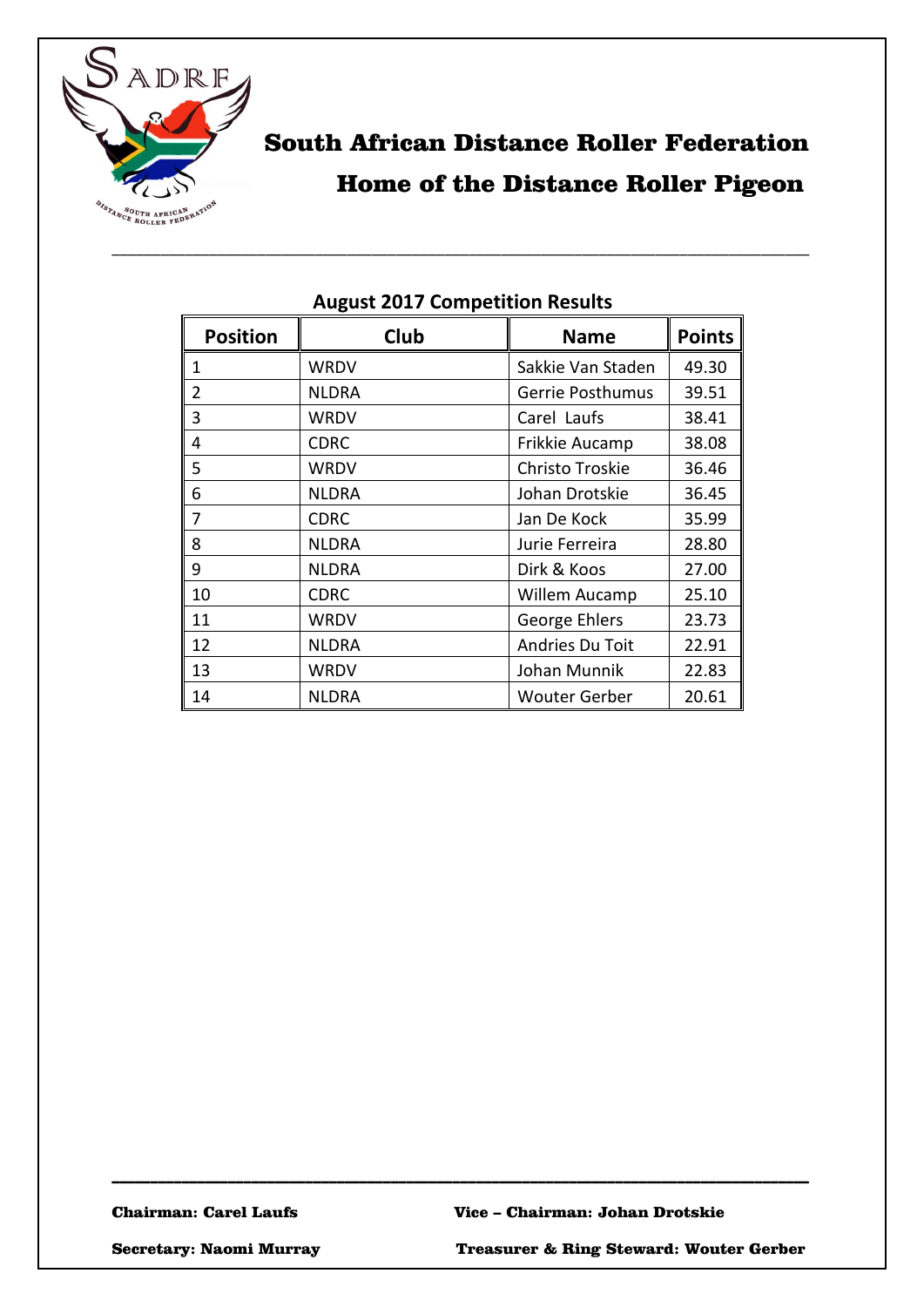# South African Distance Roller Federation

## Home of the Distance Roller Pigeon

---

### August 2017 Competition Results

| Position | Club | Name | Points |
|---|---|---|---|
| 1 | WRDV | Sakkie Van Staden | 49.30 |
| 2 | NLDRA | Gerrie Posthumus | 39.51 |
| 3 | WRDV | Carel Laufs | 38.41 |
| 4 | CDRC | Frikkie Aucamp | 38.08 |
| 5 | WRDV | Christo Troskie | 36.46 |
| 6 | NLDRA | Johan Drotskie | 36.45 |
| 7 | CDRC | Jan De Kock | 35.99 |
| 8 | NLDRA | Jurie Ferreira | 28.80 |
| 9 | NLDRA | Dirk & Koos | 27.00 |
| 10 | CDRC | Willem Aucamp | 25.10 |
| 11 | WRDV | George Ehlers | 23.73 |
| 12 | NLDRA | Andries Du Toit | 22.91 |
| 13 | WRDV | Johan Munnik | 22.83 |
| 14 | NLDRA | Wouter Gerber | 20.61 |

---

**Chairman: Carel Laufs** **Vice – Chairman: Johan Drotskie**

**Secretary: Naomi Murray** **Treasurer & Ring Steward: Wouter Gerber**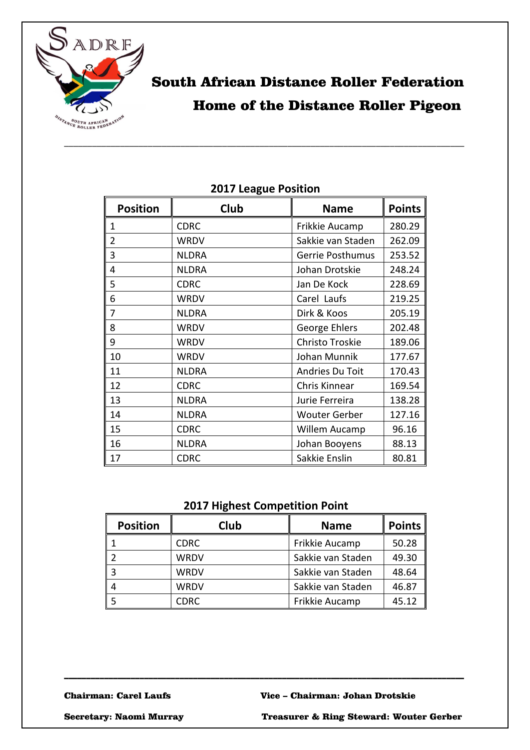# South African Distance Roller Federation

## Home of the Distance Roller Pigeon

---

### 2017 League Position

| Position | Club | Name | Points |
|---|---|---|---|
| 1 | CDRC | Frikkie Aucamp | 280.29 |
| 2 | WRDV | Sakkie van Staden | 262.09 |
| 3 | NLDRA | Gerrie Posthumus | 253.52 |
| 4 | NLDRA | Johan Drotskie | 248.24 |
| 5 | CDRC | Jan De Kock | 228.69 |
| 6 | WRDV | Carel Laufs | 219.25 |
| 7 | NLDRA | Dirk & Koos | 205.19 |
| 8 | WRDV | George Ehlers | 202.48 |
| 9 | WRDV | Christo Troskie | 189.06 |
| 10 | WRDV | Johan Munnik | 177.67 |
| 11 | NLDRA | Andries Du Toit | 170.43 |
| 12 | CDRC | Chris Kinnear | 169.54 |
| 13 | NLDRA | Jurie Ferreira | 138.28 |
| 14 | NLDRA | Wouter Gerber | 127.16 |
| 15 | CDRC | Willem Aucamp | 96.16 |
| 16 | NLDRA | Johan Booyens | 88.13 |
| 17 | CDRC | Sakkie Enslin | 80.81 |

### 2017 Highest Competition Point

| Position | Club | Name | Points |
|---|---|---|---|
| 1 | CDRC | Frikkie Aucamp | 50.28 |
| 2 | WRDV | Sakkie van Staden | 49.30 |
| 3 | WRDV | Sakkie van Staden | 48.64 |
| 4 | WRDV | Sakkie van Staden | 46.87 |
| 5 | CDRC | Frikkie Aucamp | 45.12 |

---

**Chairman: Carel Laufs** | **Vice – Chairman: Johan Drotskie**

**Secretary: Naomi Murray** | **Treasurer & Ring Steward: Wouter Gerber**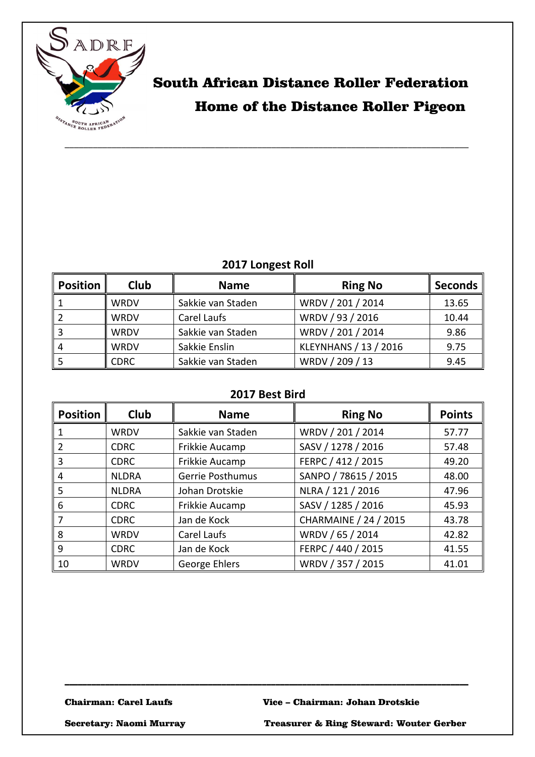# South African Distance Roller Federation

## Home of the Distance Roller Pigeon

### 2017 Longest Roll

| Position | Club | Name | Ring No | Seconds |
|---|---|---|---|---|
| 1 | WRDV | Sakkie van Staden | WRDV / 201 / 2014 | 13.65 |
| 2 | WRDV | Carel Laufs | WRDV / 93 / 2016 | 10.44 |
| 3 | WRDV | Sakkie van Staden | WRDV / 201 / 2014 | 9.86 |
| 4 | WRDV | Sakkie Enslin | KLEYNHANS / 13 / 2016 | 9.75 |
| 5 | CDRC | Sakkie van Staden | WRDV / 209 / 13 | 9.45 |

### 2017 Best Bird

| Position | Club | Name | Ring No | Points |
|---|---|---|---|---|
| 1 | WRDV | Sakkie van Staden | WRDV / 201 / 2014 | 57.77 |
| 2 | CDRC | Frikkie Aucamp | SASV / 1278 / 2016 | 57.48 |
| 3 | CDRC | Frikkie Aucamp | FERPC / 412 / 2015 | 49.20 |
| 4 | NLDRA | Gerrie Posthumus | SANPO / 78615 / 2015 | 48.00 |
| 5 | NLDRA | Johan Drotskie | NLRA / 121 / 2016 | 47.96 |
| 6 | CDRC | Frikkie Aucamp | SASV / 1285 / 2016 | 45.93 |
| 7 | CDRC | Jan de Kock | CHARMAINE / 24 / 2015 | 43.78 |
| 8 | WRDV | Carel Laufs | WRDV / 65 / 2014 | 42.82 |
| 9 | CDRC | Jan de Kock | FERPC / 440 / 2015 | 41.55 |
| 10 | WRDV | George Ehlers | WRDV / 357 / 2015 | 41.01 |

**Chairman: Carel Laufs** **Vice – Chairman: Johan Drotskie**

**Secretary: Naomi Murray** **Treasurer & Ring Steward: Wouter Gerber**